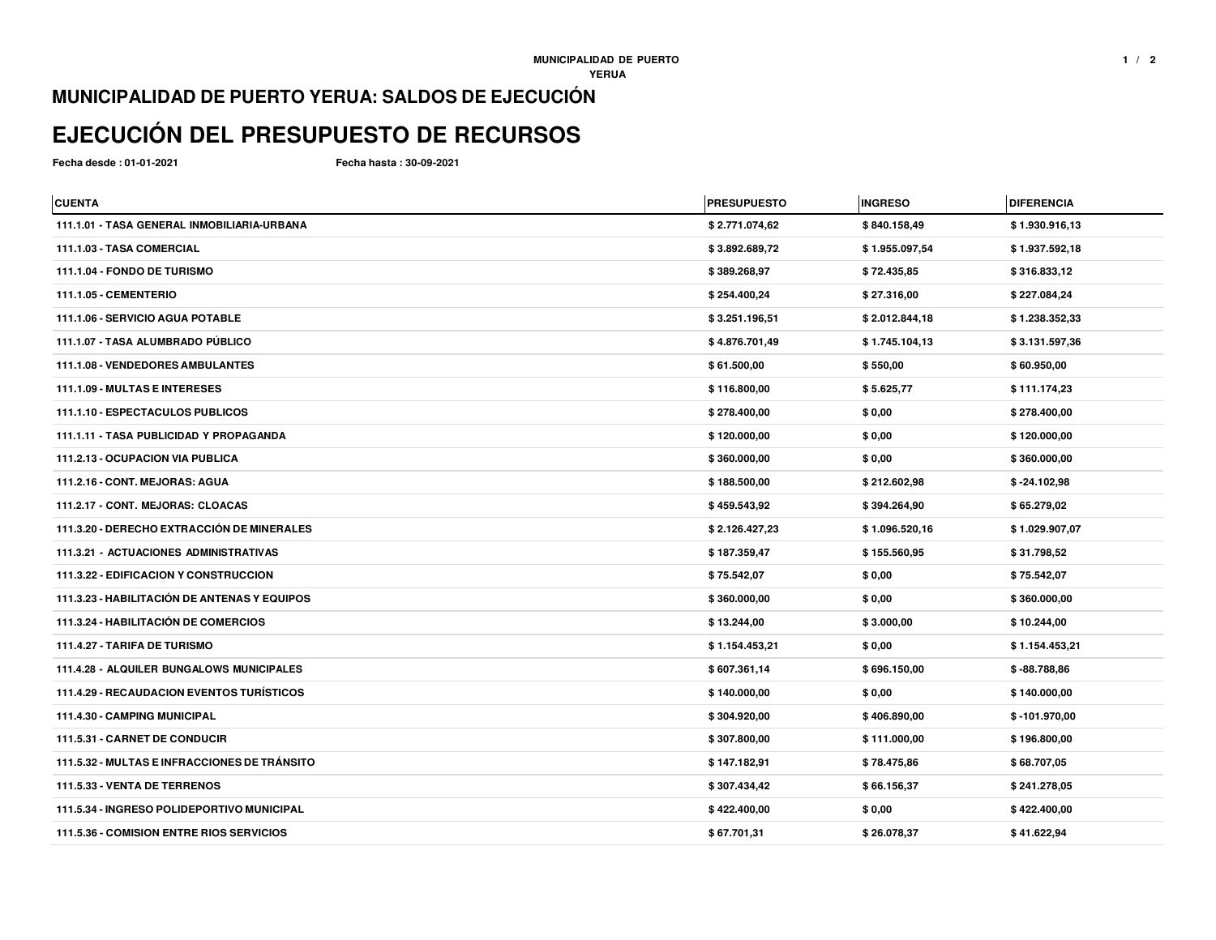## MUNICIPALIDAD DE PUERTO YERUA: SALDOS DE EJECUCIÓN

# EJECUCIÓN DEL PRESUPUESTO DE RECURSOS

**Fecha desde : 01-01-2021** **Fecha hasta : 30-09-2021**

| CUENTA | PRESUPUESTO | INGRESO | DIFERENCIA |
|---|---|---|---|
| 111.1.01 - TASA GENERAL INMOBILIARIA-URBANA | $ 2.771.074,62 | $ 840.158,49 | $ 1.930.916,13 |
| 111.1.03 - TASA COMERCIAL | $ 3.892.689,72 | $ 1.955.097,54 | $ 1.937.592,18 |
| 111.1.04 - FONDO DE TURISMO | $ 389.268,97 | $ 72.435,85 | $ 316.833,12 |
| 111.1.05 - CEMENTERIO | $ 254.400,24 | $ 27.316,00 | $ 227.084,24 |
| 111.1.06 - SERVICIO AGUA POTABLE | $ 3.251.196,51 | $ 2.012.844,18 | $ 1.238.352,33 |
| 111.1.07 - TASA ALUMBRADO PÚBLICO | $ 4.876.701,49 | $ 1.745.104,13 | $ 3.131.597,36 |
| 111.1.08 - VENDEDORES AMBULANTES | $ 61.500,00 | $ 550,00 | $ 60.950,00 |
| 111.1.09 - MULTAS E INTERESES | $ 116.800,00 | $ 5.625,77 | $ 111.174,23 |
| 111.1.10 - ESPECTACULOS PUBLICOS | $ 278.400,00 | $ 0,00 | $ 278.400,00 |
| 111.1.11 - TASA PUBLICIDAD Y PROPAGANDA | $ 120.000,00 | $ 0,00 | $ 120.000,00 |
| 111.2.13 - OCUPACION VIA PUBLICA | $ 360.000,00 | $ 0,00 | $ 360.000,00 |
| 111.2.16 - CONT. MEJORAS: AGUA | $ 188.500,00 | $ 212.602,98 | $ -24.102,98 |
| 111.2.17 - CONT. MEJORAS: CLOACAS | $ 459.543,92 | $ 394.264,90 | $ 65.279,02 |
| 111.3.20 - DERECHO EXTRACCIÓN DE MINERALES | $ 2.126.427,23 | $ 1.096.520,16 | $ 1.029.907,07 |
| 111.3.21 - ACTUACIONES ADMINISTRATIVAS | $ 187.359,47 | $ 155.560,95 | $ 31.798,52 |
| 111.3.22 - EDIFICACION Y CONSTRUCCION | $ 75.542,07 | $ 0,00 | $ 75.542,07 |
| 111.3.23 - HABILITACIÓN DE ANTENAS Y EQUIPOS | $ 360.000,00 | $ 0,00 | $ 360.000,00 |
| 111.3.24 - HABILITACIÓN DE COMERCIOS | $ 13.244,00 | $ 3.000,00 | $ 10.244,00 |
| 111.4.27 - TARIFA DE TURISMO | $ 1.154.453,21 | $ 0,00 | $ 1.154.453,21 |
| 111.4.28 - ALQUILER BUNGALOWS MUNICIPALES | $ 607.361,14 | $ 696.150,00 | $ -88.788,86 |
| 111.4.29 - RECAUDACION EVENTOS TURÍSTICOS | $ 140.000,00 | $ 0,00 | $ 140.000,00 |
| 111.4.30 - CAMPING MUNICIPAL | $ 304.920,00 | $ 406.890,00 | $ -101.970,00 |
| 111.5.31 - CARNET DE CONDUCIR | $ 307.800,00 | $ 111.000,00 | $ 196.800,00 |
| 111.5.32 - MULTAS E INFRACCIONES DE TRÁNSITO | $ 147.182,91 | $ 78.475,86 | $ 68.707,05 |
| 111.5.33 - VENTA DE TERRENOS | $ 307.434,42 | $ 66.156,37 | $ 241.278,05 |
| 111.5.34 - INGRESO POLIDEPORTIVO MUNICIPAL | $ 422.400,00 | $ 0,00 | $ 422.400,00 |
| 111.5.36 - COMISION ENTRE RIOS SERVICIOS | $ 67.701,31 | $ 26.078,37 | $ 41.622,94 |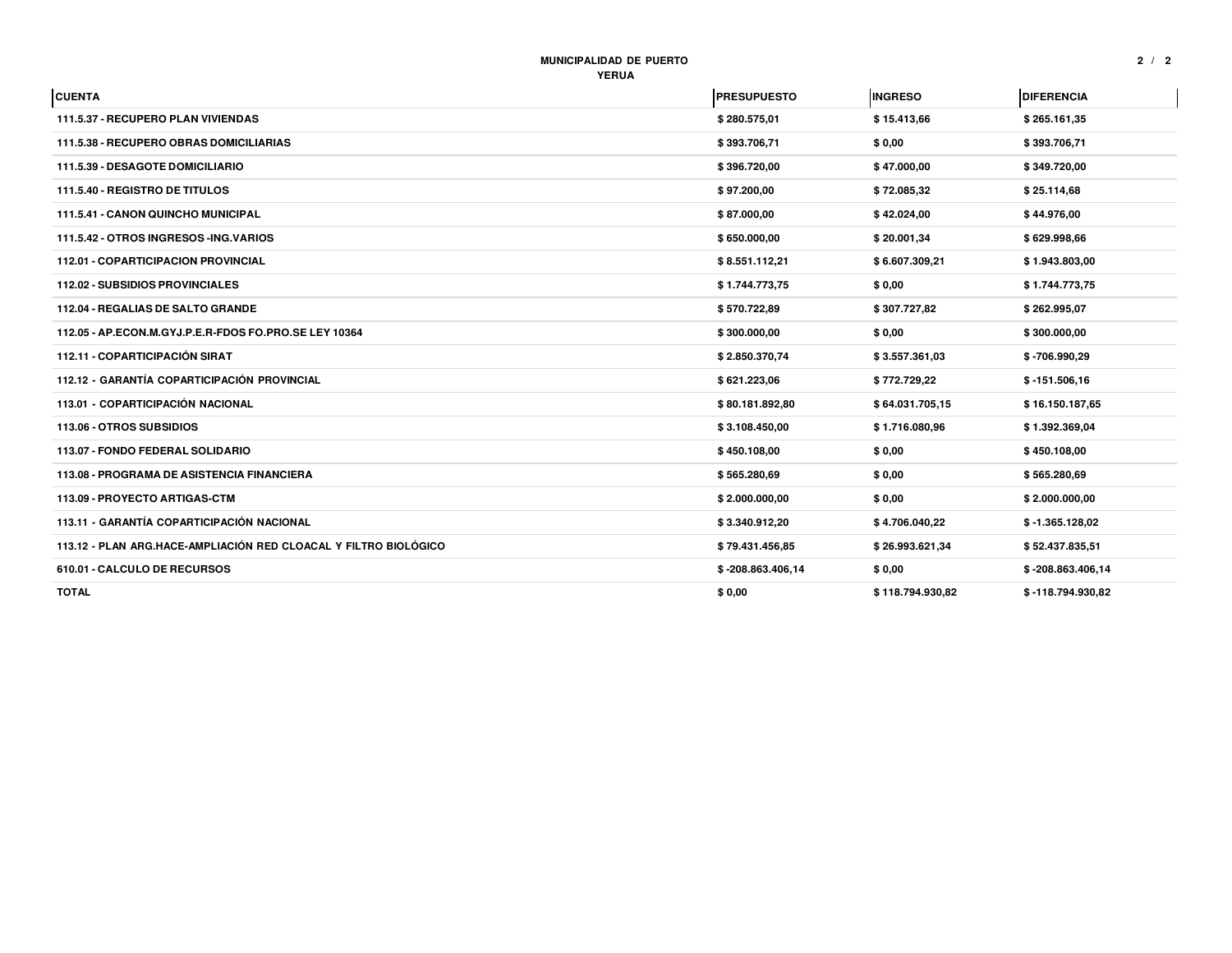**MUNICIPALIDAD DE PUERTO YERUA**

| CUENTA | PRESUPUESTO | INGRESO | DIFERENCIA |
|---|---|---|---|
| 111.5.37 - RECUPERO PLAN VIVIENDAS | $ 280.575,01 | $ 15.413,66 | $ 265.161,35 |
| 111.5.38 - RECUPERO OBRAS DOMICILIARIAS | $ 393.706,71 | $ 0,00 | $ 393.706,71 |
| 111.5.39 - DESAGOTE DOMICILIARIO | $ 396.720,00 | $ 47.000,00 | $ 349.720,00 |
| 111.5.40 - REGISTRO DE TITULOS | $ 97.200,00 | $ 72.085,32 | $ 25.114,68 |
| 111.5.41 - CANON QUINCHO MUNICIPAL | $ 87.000,00 | $ 42.024,00 | $ 44.976,00 |
| 111.5.42 - OTROS INGRESOS -ING.VARIOS | $ 650.000,00 | $ 20.001,34 | $ 629.998,66 |
| 112.01 - COPARTICIPACION PROVINCIAL | $ 8.551.112,21 | $ 6.607.309,21 | $ 1.943.803,00 |
| 112.02 - SUBSIDIOS PROVINCIALES | $ 1.744.773,75 | $ 0,00 | $ 1.744.773,75 |
| 112.04 - REGALIAS DE SALTO GRANDE | $ 570.722,89 | $ 307.727,82 | $ 262.995,07 |
| 112.05 - AP.ECON.M.GYJ.P.E.R-FDOS FO.PRO.SE LEY 10364 | $ 300.000,00 | $ 0,00 | $ 300.000,00 |
| 112.11 - COPARTICIPACIÓN SIRAT | $ 2.850.370,74 | $ 3.557.361,03 | $ -706.990,29 |
| 112.12 - GARANTÍA COPARTICIPACIÓN PROVINCIAL | $ 621.223,06 | $ 772.729,22 | $ -151.506,16 |
| 113.01 - COPARTICIPACIÓN NACIONAL | $ 80.181.892,80 | $ 64.031.705,15 | $ 16.150.187,65 |
| 113.06 - OTROS SUBSIDIOS | $ 3.108.450,00 | $ 1.716.080,96 | $ 1.392.369,04 |
| 113.07 - FONDO FEDERAL SOLIDARIO | $ 450.108,00 | $ 0,00 | $ 450.108,00 |
| 113.08 - PROGRAMA DE ASISTENCIA FINANCIERA | $ 565.280,69 | $ 0,00 | $ 565.280,69 |
| 113.09 - PROYECTO ARTIGAS-CTM | $ 2.000.000,00 | $ 0,00 | $ 2.000.000,00 |
| 113.11 - GARANTÍA COPARTICIPACIÓN NACIONAL | $ 3.340.912,20 | $ 4.706.040,22 | $ -1.365.128,02 |
| 113.12 - PLAN ARG.HACE-AMPLIACIÓN RED CLOACAL Y FILTRO BIOLÓGICO | $ 79.431.456,85 | $ 26.993.621,34 | $ 52.437.835,51 |
| 610.01 - CALCULO DE RECURSOS | $ -208.863.406,14 | $ 0,00 | $ -208.863.406,14 |
| TOTAL | $ 0,00 | $ 118.794.930,82 | $ -118.794.930,82 |